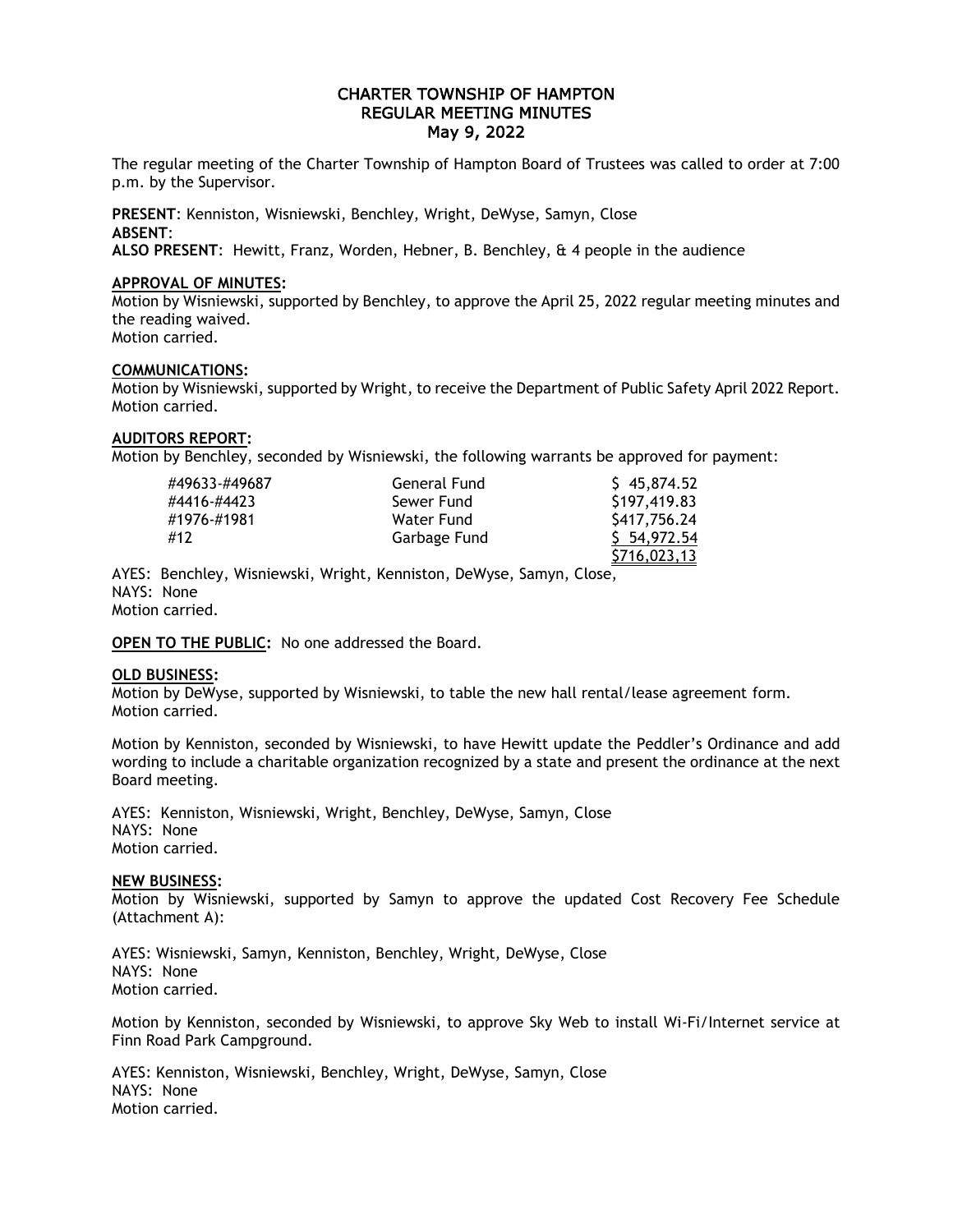# CHARTER TOWNSHIP OF HAMPTON
# REGULAR MEETING MINUTES
# May 9, 2022

The regular meeting of the Charter Township of Hampton Board of Trustees was called to order at 7:00 p.m. by the Supervisor.

**PRESENT**: Kenniston, Wisniewski, Benchley, Wright, DeWyse, Samyn, Close
**ABSENT**:
**ALSO PRESENT**: Hewitt, Franz, Worden, Hebner, B. Benchley, & 4 people in the audience

**APPROVAL OF MINUTES:**
Motion by Wisniewski, supported by Benchley, to approve the April 25, 2022 regular meeting minutes and the reading waived.
Motion carried.

**COMMUNICATIONS:**
Motion by Wisniewski, supported by Wright, to receive the Department of Public Safety April 2022 Report.
Motion carried.

**AUDITORS REPORT:**
Motion by Benchley, seconded by Wisniewski, the following warrants be approved for payment:

| | | |
|---|---|---|
| #49633-#49687 | General Fund | $ 45,874.52 |
| #4416-#4423 | Sewer Fund | $197,419.83 |
| #1976-#1981 | Water Fund | $417,756.24 |
| #12 | Garbage Fund | $ 54,972.54 |
| | | $716,023,13 |

AYES: Benchley, Wisniewski, Wright, Kenniston, DeWyse, Samyn, Close,
NAYS: None
Motion carried.

**OPEN TO THE PUBLIC:** No one addressed the Board.

**OLD BUSINESS:**
Motion by DeWyse, supported by Wisniewski, to table the new hall rental/lease agreement form.
Motion carried.

Motion by Kenniston, seconded by Wisniewski, to have Hewitt update the Peddler's Ordinance and add wording to include a charitable organization recognized by a state and present the ordinance at the next Board meeting.

AYES: Kenniston, Wisniewski, Wright, Benchley, DeWyse, Samyn, Close
NAYS: None
Motion carried.

**NEW BUSINESS:**
Motion by Wisniewski, supported by Samyn to approve the updated Cost Recovery Fee Schedule (Attachment A):

AYES: Wisniewski, Samyn, Kenniston, Benchley, Wright, DeWyse, Close
NAYS: None
Motion carried.

Motion by Kenniston, seconded by Wisniewski, to approve Sky Web to install Wi-Fi/Internet service at Finn Road Park Campground.

AYES: Kenniston, Wisniewski, Benchley, Wright, DeWyse, Samyn, Close
NAYS: None
Motion carried.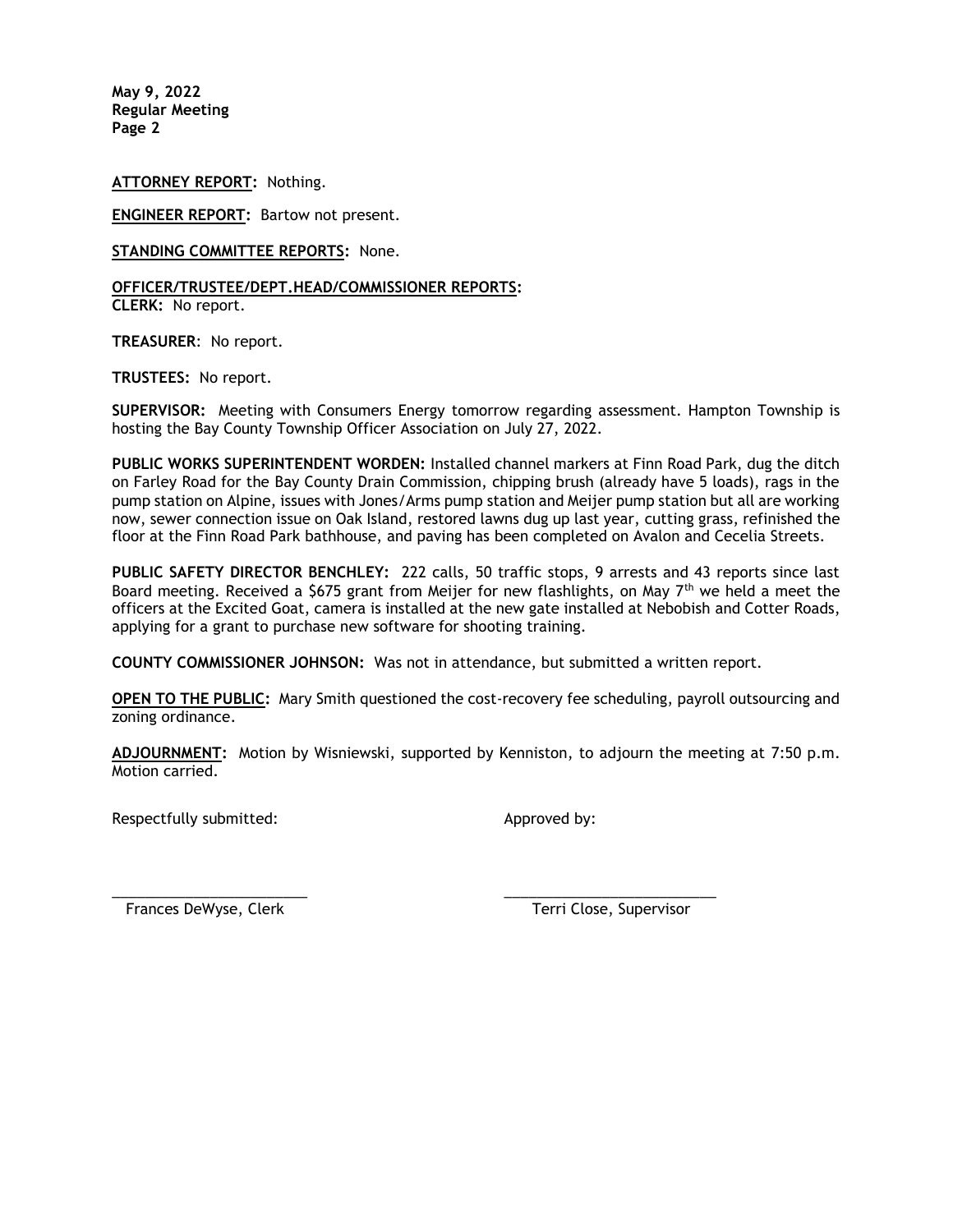**ATTORNEY REPORT:** Nothing.

**ENGINEER REPORT:** Bartow not present.

**STANDING COMMITTEE REPORTS:** None.

**OFFICER/TRUSTEE/DEPT.HEAD/COMMISSIONER REPORTS:**
**CLERK:** No report.

**TREASURER**: No report.

**TRUSTEES:** No report.

**SUPERVISOR:** Meeting with Consumers Energy tomorrow regarding assessment. Hampton Township is hosting the Bay County Township Officer Association on July 27, 2022.

**PUBLIC WORKS SUPERINTENDENT WORDEN:** Installed channel markers at Finn Road Park, dug the ditch on Farley Road for the Bay County Drain Commission, chipping brush (already have 5 loads), rags in the pump station on Alpine, issues with Jones/Arms pump station and Meijer pump station but all are working now, sewer connection issue on Oak Island, restored lawns dug up last year, cutting grass, refinished the floor at the Finn Road Park bathhouse, and paving has been completed on Avalon and Cecelia Streets.

**PUBLIC SAFETY DIRECTOR BENCHLEY:** 222 calls, 50 traffic stops, 9 arrests and 43 reports since last Board meeting. Received a $675 grant from Meijer for new flashlights, on May 7th we held a meet the officers at the Excited Goat, camera is installed at the new gate installed at Nebobish and Cotter Roads, applying for a grant to purchase new software for shooting training.

**COUNTY COMMISSIONER JOHNSON:** Was not in attendance, but submitted a written report.

**OPEN TO THE PUBLIC:** Mary Smith questioned the cost-recovery fee scheduling, payroll outsourcing and zoning ordinance.

**ADJOURNMENT:** Motion by Wisniewski, supported by Kenniston, to adjourn the meeting at 7:50 p.m. Motion carried.

Respectfully submitted: 

\_\_\_\_\_\_\_\_\_\_\_\_\_\_\_\_\_\_\_\_\_\_\_\_
Frances DeWyse, Clerk

Approved by:

\_\_\_\_\_\_\_\_\_\_\_\_\_\_\_\_\_\_\_\_\_\_\_\_
Terri Close, Supervisor